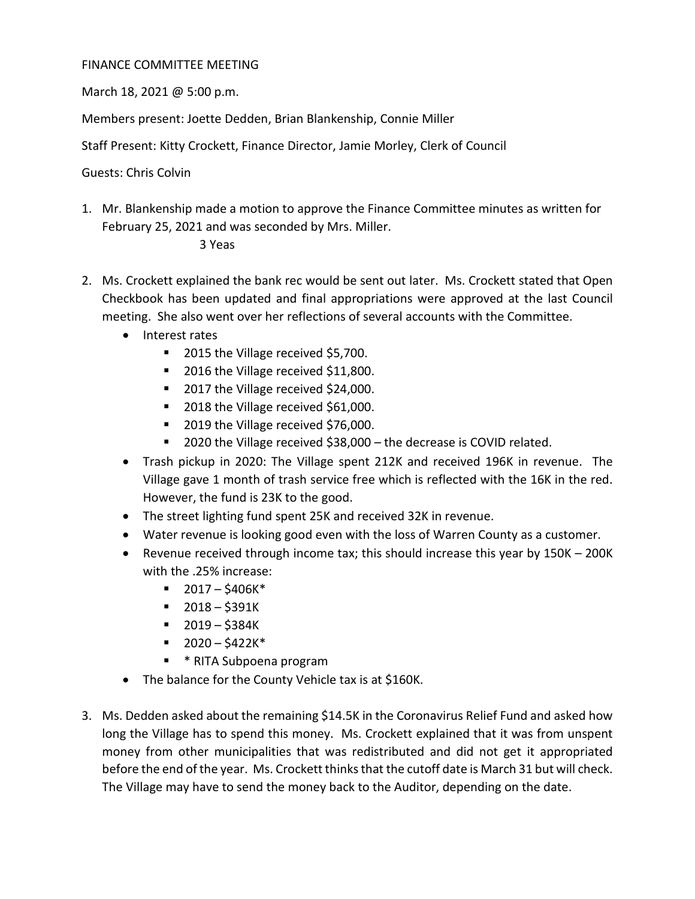FINANCE COMMITTEE MEETING

March 18, 2021 @ 5:00 p.m.

Members present: Joette Dedden, Brian Blankenship, Connie Miller

Staff Present: Kitty Crockett, Finance Director, Jamie Morley, Clerk of Council

Guests: Chris Colvin

1. Mr. Blankenship made a motion to approve the Finance Committee minutes as written for February 25, 2021 and was seconded by Mrs. Miller.

   3 Yeas

2. Ms. Crockett explained the bank rec would be sent out later. Ms. Crockett stated that Open Checkbook has been updated and final appropriations were approved at the last Council meeting. She also went over her reflections of several accounts with the Committee.
   - Interest rates
     - 2015 the Village received $5,700.
     - 2016 the Village received $11,800.
     - 2017 the Village received $24,000.
     - 2018 the Village received $61,000.
     - 2019 the Village received $76,000.
     - 2020 the Village received $38,000 – the decrease is COVID related.
   - Trash pickup in 2020: The Village spent 212K and received 196K in revenue. The Village gave 1 month of trash service free which is reflected with the 16K in the red. However, the fund is 23K to the good.
   - The street lighting fund spent 25K and received 32K in revenue.
   - Water revenue is looking good even with the loss of Warren County as a customer.
   - Revenue received through income tax; this should increase this year by 150K – 200K with the .25% increase:
     - 2017 – $406K*
     - 2018 – $391K
     - 2019 – $384K
     - 2020 – $422K*
     - * RITA Subpoena program
   - The balance for the County Vehicle tax is at $160K.

3. Ms. Dedden asked about the remaining $14.5K in the Coronavirus Relief Fund and asked how long the Village has to spend this money. Ms. Crockett explained that it was from unspent money from other municipalities that was redistributed and did not get it appropriated before the end of the year. Ms. Crockett thinks that the cutoff date is March 31 but will check. The Village may have to send the money back to the Auditor, depending on the date.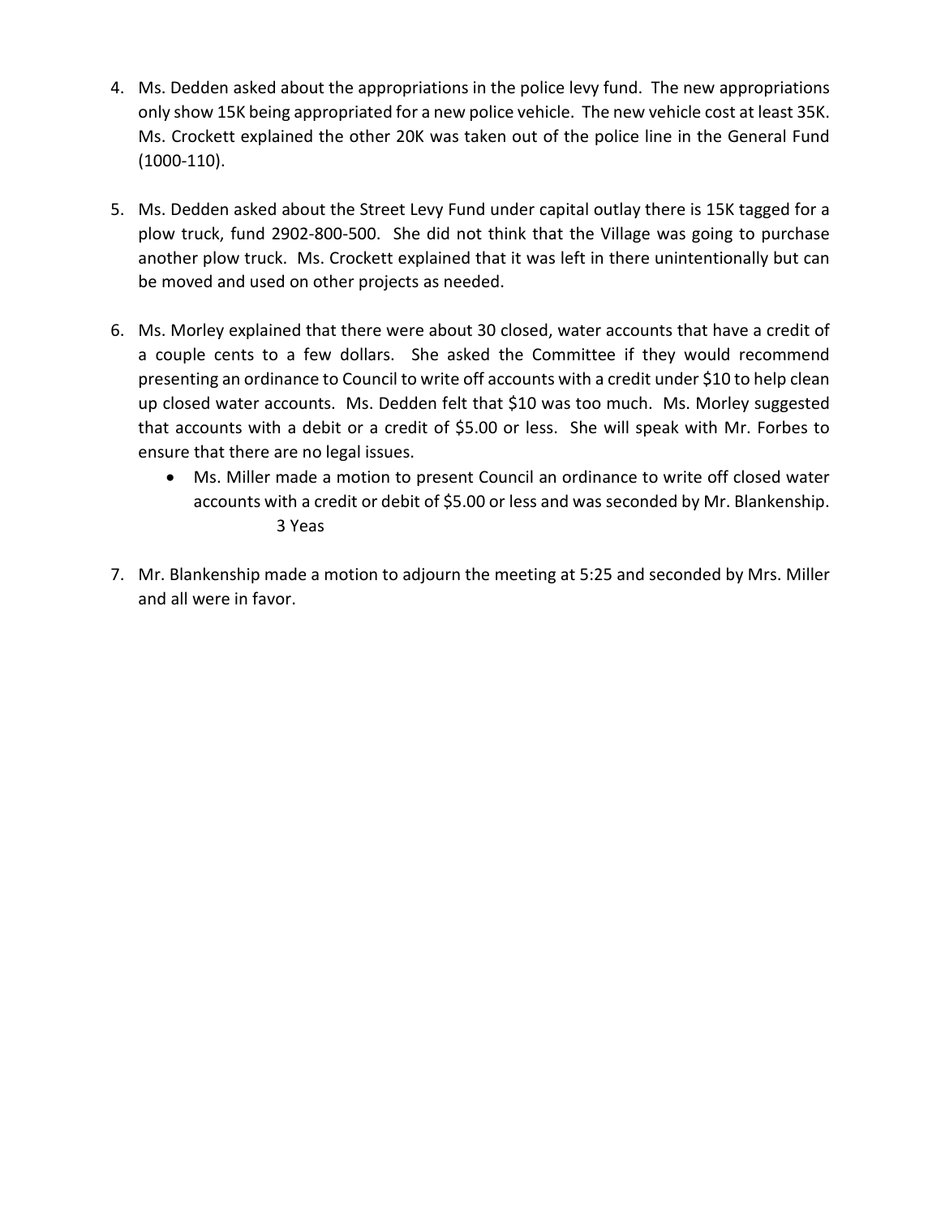4. Ms. Dedden asked about the appropriations in the police levy fund. The new appropriations only show 15K being appropriated for a new police vehicle. The new vehicle cost at least 35K. Ms. Crockett explained the other 20K was taken out of the police line in the General Fund (1000-110).

5. Ms. Dedden asked about the Street Levy Fund under capital outlay there is 15K tagged for a plow truck, fund 2902-800-500. She did not think that the Village was going to purchase another plow truck. Ms. Crockett explained that it was left in there unintentionally but can be moved and used on other projects as needed.

6. Ms. Morley explained that there were about 30 closed, water accounts that have a credit of a couple cents to a few dollars. She asked the Committee if they would recommend presenting an ordinance to Council to write off accounts with a credit under $10 to help clean up closed water accounts. Ms. Dedden felt that $10 was too much. Ms. Morley suggested that accounts with a debit or a credit of $5.00 or less. She will speak with Mr. Forbes to ensure that there are no legal issues.
   - Ms. Miller made a motion to present Council an ordinance to write off closed water accounts with a credit or debit of $5.00 or less and was seconded by Mr. Blankenship.
     3 Yeas

7. Mr. Blankenship made a motion to adjourn the meeting at 5:25 and seconded by Mrs. Miller and all were in favor.